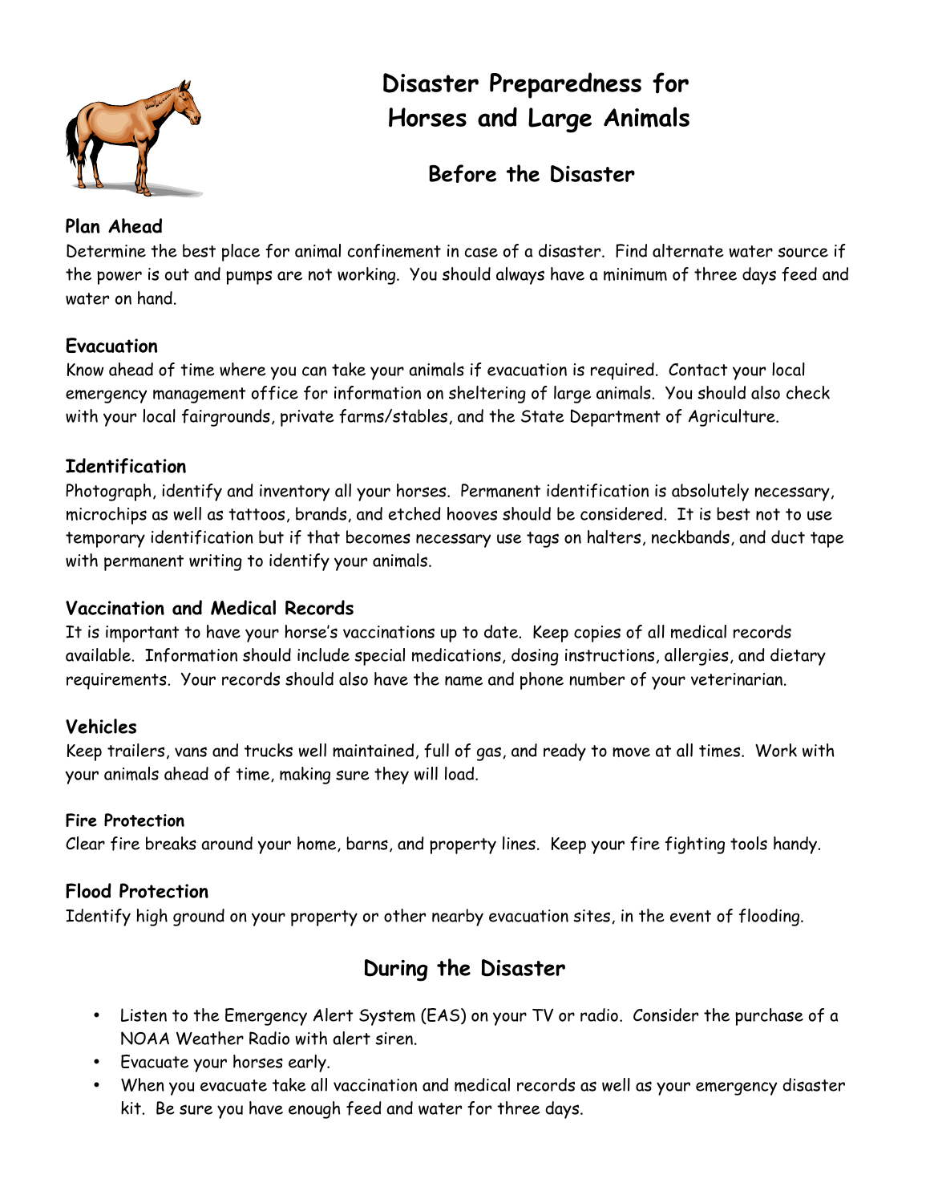# Disaster Preparedness for Horses and Large Animals

## Before the Disaster

### Plan Ahead

Determine the best place for animal confinement in case of a disaster. Find alternate water source if the power is out and pumps are not working. You should always have a minimum of three days feed and water on hand.

### Evacuation

Know ahead of time where you can take your animals if evacuation is required. Contact your local emergency management office for information on sheltering of large animals. You should also check with your local fairgrounds, private farms/stables, and the State Department of Agriculture.

### Identification

Photograph, identify and inventory all your horses. Permanent identification is absolutely necessary, microchips as well as tattoos, brands, and etched hooves should be considered. It is best not to use temporary identification but if that becomes necessary use tags on halters, neckbands, and duct tape with permanent writing to identify your animals.

### Vaccination and Medical Records

It is important to have your horse's vaccinations up to date. Keep copies of all medical records available. Information should include special medications, dosing instructions, allergies, and dietary requirements. Your records should also have the name and phone number of your veterinarian.

### Vehicles

Keep trailers, vans and trucks well maintained, full of gas, and ready to move at all times. Work with your animals ahead of time, making sure they will load.

### Fire Protection

Clear fire breaks around your home, barns, and property lines. Keep your fire fighting tools handy.

### Flood Protection

Identify high ground on your property or other nearby evacuation sites, in the event of flooding.

## During the Disaster

- Listen to the Emergency Alert System (EAS) on your TV or radio. Consider the purchase of a NOAA Weather Radio with alert siren.
- Evacuate your horses early.
- When you evacuate take all vaccination and medical records as well as your emergency disaster kit. Be sure you have enough feed and water for three days.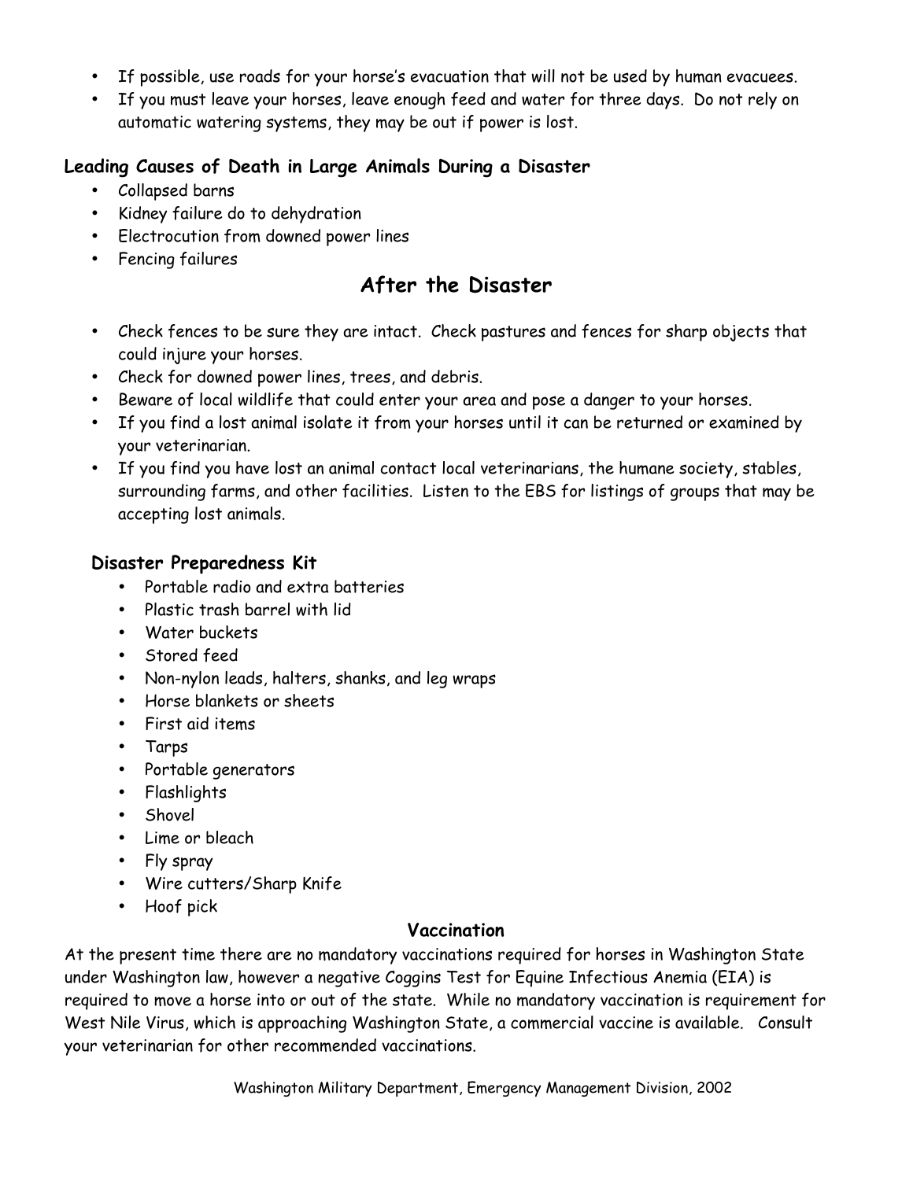- If possible, use roads for your horse's evacuation that will not be used by human evacuees.
- If you must leave your horses, leave enough feed and water for three days. Do not rely on automatic watering systems, they may be out if power is lost.

### Leading Causes of Death in Large Animals During a Disaster

- Collapsed barns
- Kidney failure do to dehydration
- Electrocution from downed power lines
- Fencing failures

## After the Disaster

- Check fences to be sure they are intact. Check pastures and fences for sharp objects that could injure your horses.
- Check for downed power lines, trees, and debris.
- Beware of local wildlife that could enter your area and pose a danger to your horses.
- If you find a lost animal isolate it from your horses until it can be returned or examined by your veterinarian.
- If you find you have lost an animal contact local veterinarians, the humane society, stables, surrounding farms, and other facilities. Listen to the EBS for listings of groups that may be accepting lost animals.

### Disaster Preparedness Kit

- Portable radio and extra batteries
- Plastic trash barrel with lid
- Water buckets
- Stored feed
- Non-nylon leads, halters, shanks, and leg wraps
- Horse blankets or sheets
- First aid items
- Tarps
- Portable generators
- Flashlights
- Shovel
- Lime or bleach
- Fly spray
- Wire cutters/Sharp Knife
- Hoof pick

### Vaccination

At the present time there are no mandatory vaccinations required for horses in Washington State under Washington law, however a negative Coggins Test for Equine Infectious Anemia (EIA) is required to move a horse into or out of the state. While no mandatory vaccination is requirement for West Nile Virus, which is approaching Washington State, a commercial vaccine is available. Consult your veterinarian for other recommended vaccinations.

Washington Military Department, Emergency Management Division, 2002